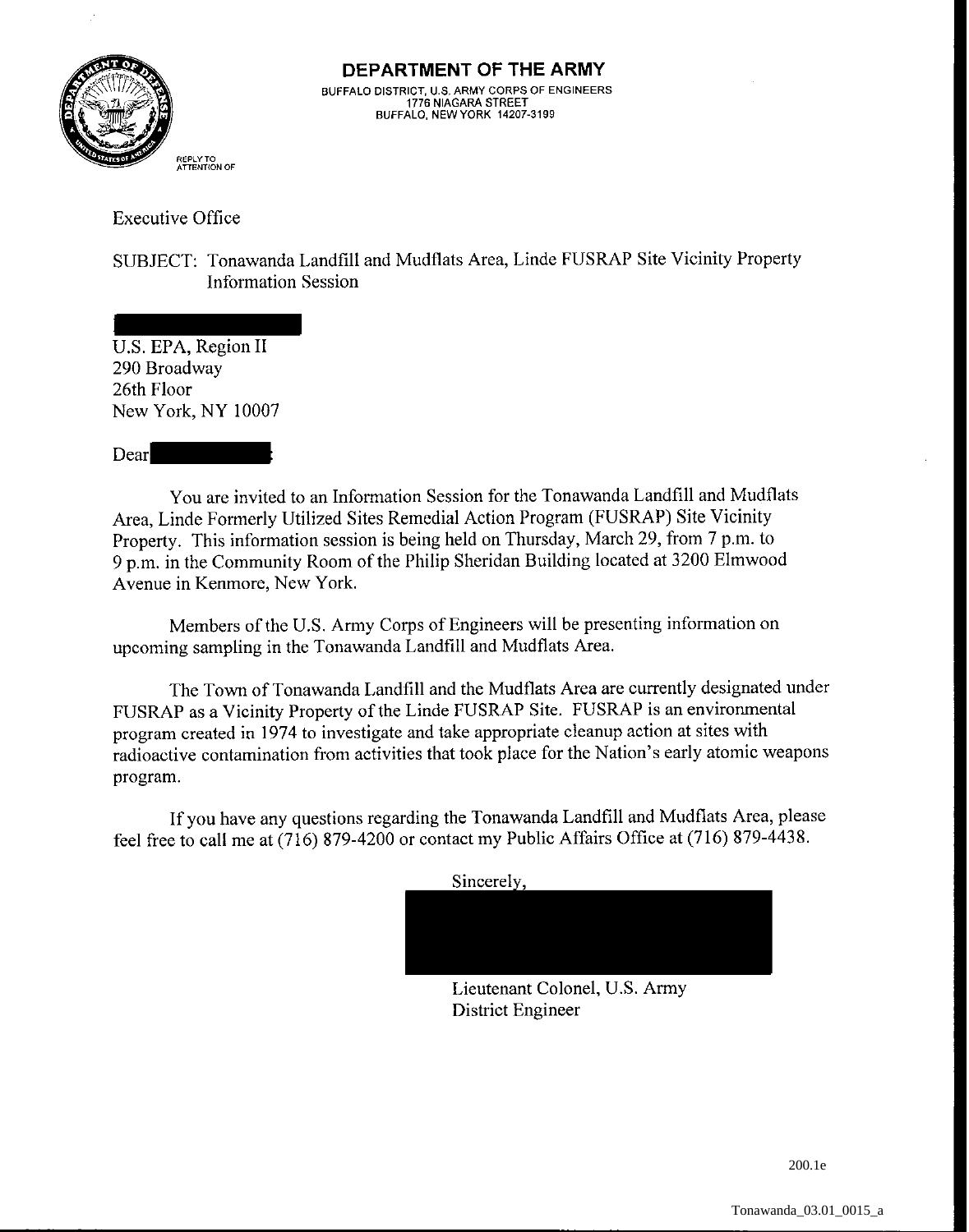# DEPARTMENT OF THE ARMY

BUFFALO DISTRICT, U.S. ARMY CORPS OF ENGINEERS
1776 NIAGARA STREET
BUFFALO, NEW YORK 14207-3199

REPLY TO ATTENTION OF

Executive Office

SUBJECT: Tonawanda Landfill and Mudflats Area, Linde FUSRAP Site Vicinity Property Information Session

U.S. EPA, Region II
290 Broadway
26th Floor
New York, NY 10007

Dear :

You are invited to an Information Session for the Tonawanda Landfill and Mudflats Area, Linde Formerly Utilized Sites Remedial Action Program (FUSRAP) Site Vicinity Property. This information session is being held on Thursday, March 29, from 7 p.m. to 9 p.m. in the Community Room of the Philip Sheridan Building located at 3200 Elmwood Avenue in Kenmore, New York.

Members of the U.S. Army Corps of Engineers will be presenting information on upcoming sampling in the Tonawanda Landfill and Mudflats Area.

The Town of Tonawanda Landfill and the Mudflats Area are currently designated under FUSRAP as a Vicinity Property of the Linde FUSRAP Site. FUSRAP is an environmental program created in 1974 to investigate and take appropriate cleanup action at sites with radioactive contamination from activities that took place for the Nation's early atomic weapons program.

If you have any questions regarding the Tonawanda Landfill and Mudflats Area, please feel free to call me at (716) 879-4200 or contact my Public Affairs Office at (716) 879-4438.

Sincerely,

Lieutenant Colonel, U.S. Army
District Engineer

200.1e

Tonawanda_03.01_0015_a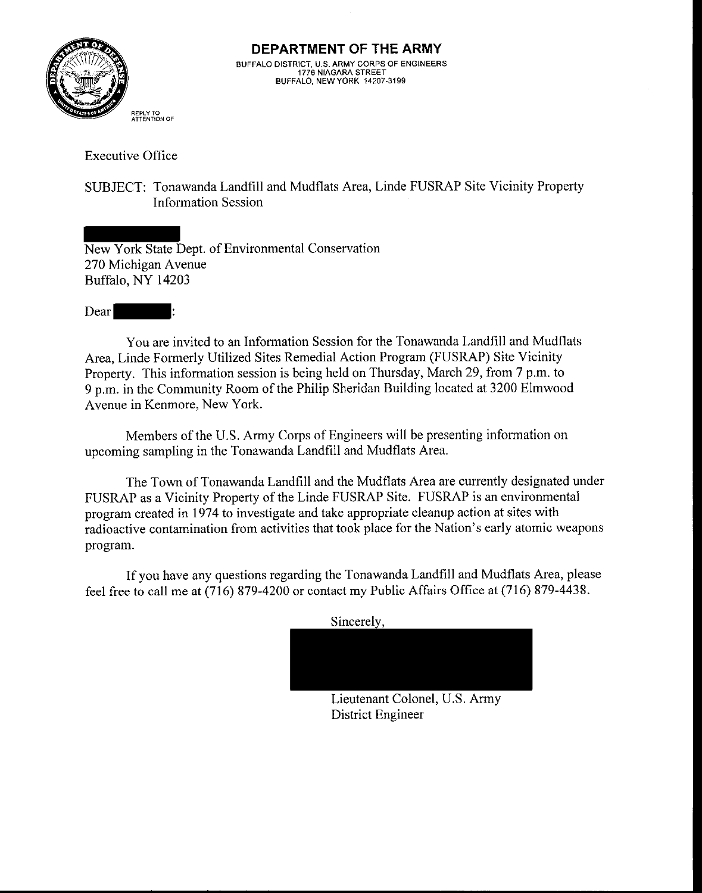# DEPARTMENT OF THE ARMY

BUFFALO DISTRICT, U.S. ARMY CORPS OF ENGINEERS
1776 NIAGARA STREET
BUFFALO, NEW YORK 14207-3199

REPLY TO
ATTENTION OF

Executive Office

SUBJECT: Tonawanda Landfill and Mudflats Area, Linde FUSRAP Site Vicinity Property Information Session

New York State Dept. of Environmental Conservation
270 Michigan Avenue
Buffalo, NY 14203

Dear :

You are invited to an Information Session for the Tonawanda Landfill and Mudflats Area, Linde Formerly Utilized Sites Remedial Action Program (FUSRAP) Site Vicinity Property. This information session is being held on Thursday, March 29, from 7 p.m. to 9 p.m. in the Community Room of the Philip Sheridan Building located at 3200 Elmwood Avenue in Kenmore, New York.

Members of the U.S. Army Corps of Engineers will be presenting information on upcoming sampling in the Tonawanda Landfill and Mudflats Area.

The Town of Tonawanda Landfill and the Mudflats Area are currently designated under FUSRAP as a Vicinity Property of the Linde FUSRAP Site. FUSRAP is an environmental program created in 1974 to investigate and take appropriate cleanup action at sites with radioactive contamination from activities that took place for the Nation's early atomic weapons program.

If you have any questions regarding the Tonawanda Landfill and Mudflats Area, please feel free to call me at (716) 879-4200 or contact my Public Affairs Office at (716) 879-4438.

Sincerely,

Lieutenant Colonel, U.S. Army
District Engineer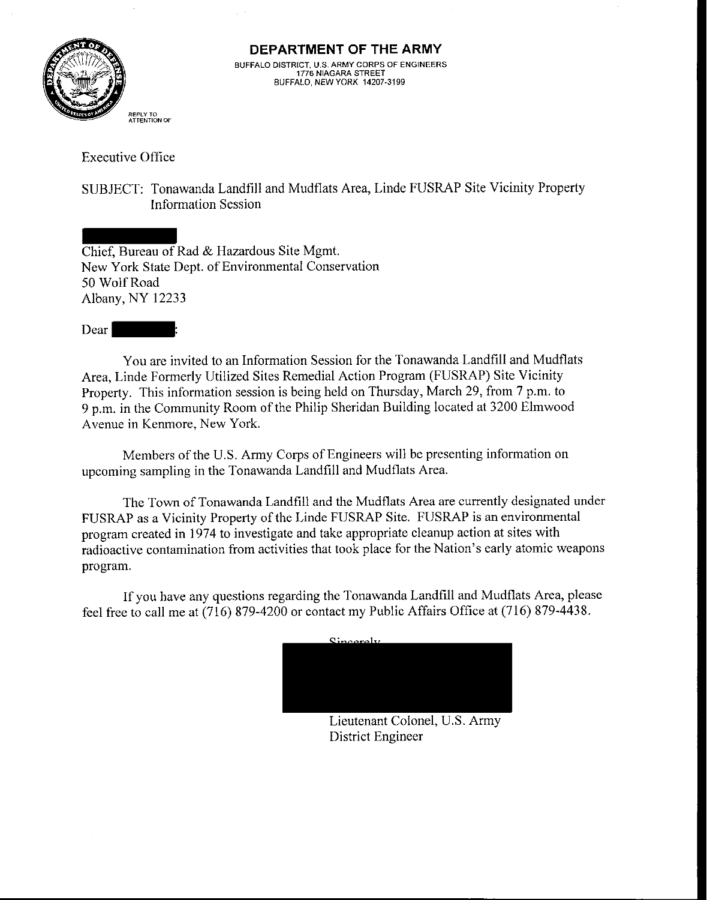**DEPARTMENT OF THE ARMY**

BUFFALO DISTRICT, U.S. ARMY CORPS OF ENGINEERS
1776 NIAGARA STREET
BUFFALO, NEW YORK 14207-3199

REPLY TO
ATTENTION OF

Executive Office

SUBJECT: Tonawanda Landfill and Mudflats Area, Linde FUSRAP Site Vicinity Property Information Session

Chief, Bureau of Rad & Hazardous Site Mgmt.
New York State Dept. of Environmental Conservation
50 Wolf Road
Albany, NY 12233

Dear :

You are invited to an Information Session for the Tonawanda Landfill and Mudflats Area, Linde Formerly Utilized Sites Remedial Action Program (FUSRAP) Site Vicinity Property. This information session is being held on Thursday, March 29, from 7 p.m. to 9 p.m. in the Community Room of the Philip Sheridan Building located at 3200 Elmwood Avenue in Kenmore, New York.

Members of the U.S. Army Corps of Engineers will be presenting information on upcoming sampling in the Tonawanda Landfill and Mudflats Area.

The Town of Tonawanda Landfill and the Mudflats Area are currently designated under FUSRAP as a Vicinity Property of the Linde FUSRAP Site. FUSRAP is an environmental program created in 1974 to investigate and take appropriate cleanup action at sites with radioactive contamination from activities that took place for the Nation's early atomic weapons program.

If you have any questions regarding the Tonawanda Landfill and Mudflats Area, please feel free to call me at (716) 879-4200 or contact my Public Affairs Office at (716) 879-4438.

Sincerely,

Lieutenant Colonel, U.S. Army
District Engineer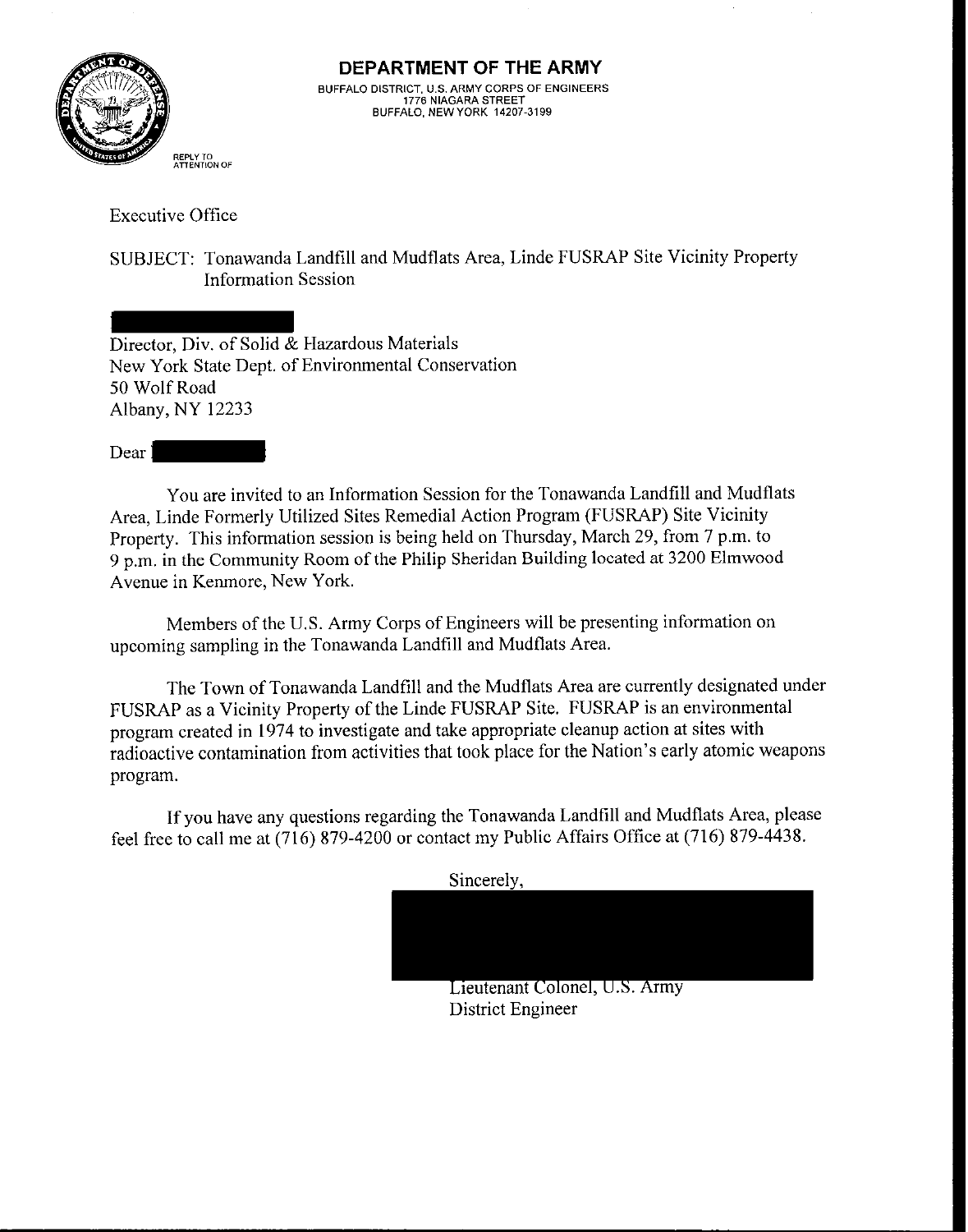**DEPARTMENT OF THE ARMY**

BUFFALO DISTRICT, U.S. ARMY CORPS OF ENGINEERS
1776 NIAGARA STREET
BUFFALO, NEW YORK 14207-3199

REPLY TO
ATTENTION OF

Executive Office

SUBJECT: Tonawanda Landfill and Mudflats Area, Linde FUSRAP Site Vicinity Property Information Session

Director, Div. of Solid & Hazardous Materials
New York State Dept. of Environmental Conservation
50 Wolf Road
Albany, NY 12233

Dear

You are invited to an Information Session for the Tonawanda Landfill and Mudflats Area, Linde Formerly Utilized Sites Remedial Action Program (FUSRAP) Site Vicinity Property. This information session is being held on Thursday, March 29, from 7 p.m. to 9 p.m. in the Community Room of the Philip Sheridan Building located at 3200 Elmwood Avenue in Kenmore, New York.

Members of the U.S. Army Corps of Engineers will be presenting information on upcoming sampling in the Tonawanda Landfill and Mudflats Area.

The Town of Tonawanda Landfill and the Mudflats Area are currently designated under FUSRAP as a Vicinity Property of the Linde FUSRAP Site. FUSRAP is an environmental program created in 1974 to investigate and take appropriate cleanup action at sites with radioactive contamination from activities that took place for the Nation's early atomic weapons program.

If you have any questions regarding the Tonawanda Landfill and Mudflats Area, please feel free to call me at (716) 879-4200 or contact my Public Affairs Office at (716) 879-4438.

Sincerely,

Lieutenant Colonel, U.S. Army
District Engineer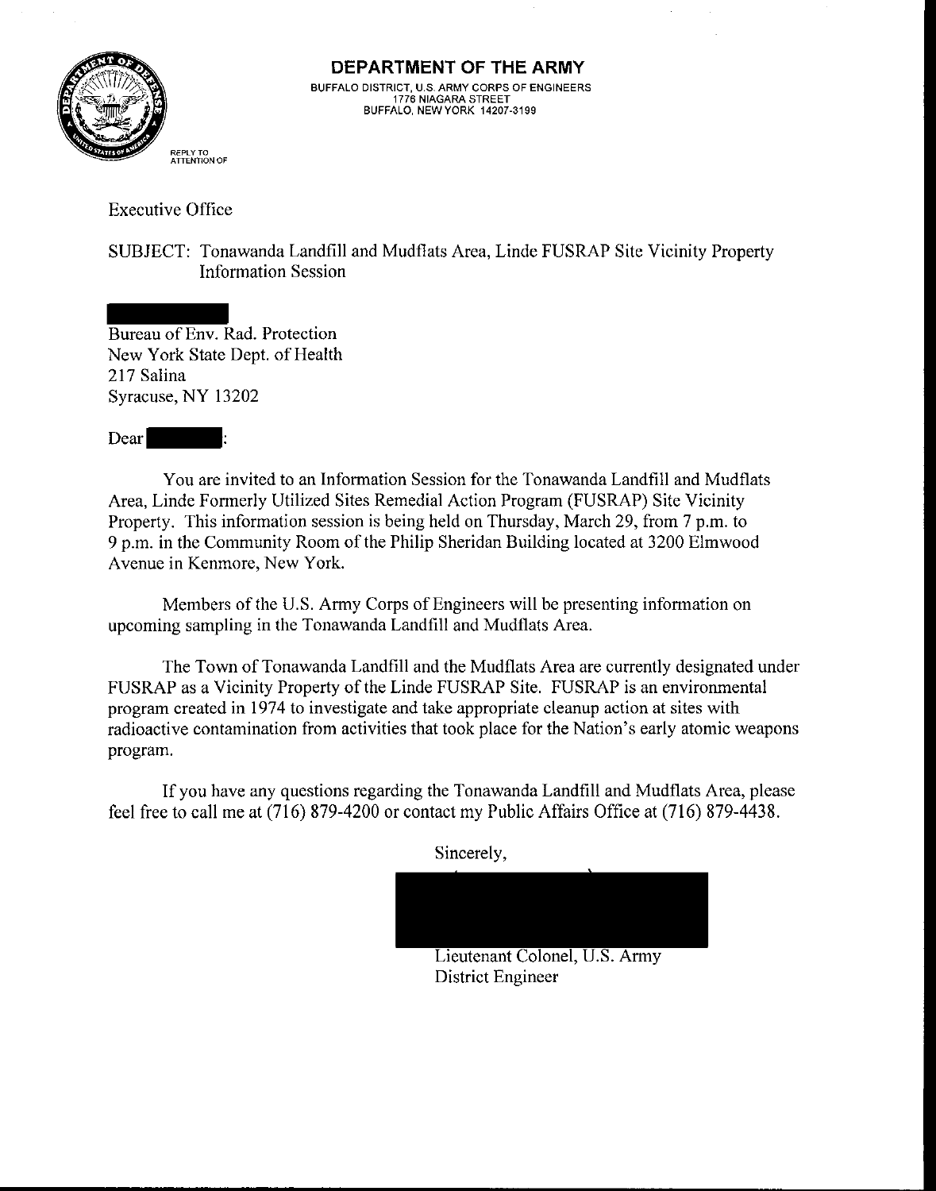# DEPARTMENT OF THE ARMY

BUFFALO DISTRICT, U.S. ARMY CORPS OF ENGINEERS
1776 NIAGARA STREET
BUFFALO, NEW YORK 14207-3199

REPLY TO
ATTENTION OF

Executive Office

SUBJECT: Tonawanda Landfill and Mudflats Area, Linde FUSRAP Site Vicinity Property Information Session

Bureau of Env. Rad. Protection
New York State Dept. of Health
217 Salina
Syracuse, NY 13202

Dear :

You are invited to an Information Session for the Tonawanda Landfill and Mudflats Area, Linde Formerly Utilized Sites Remedial Action Program (FUSRAP) Site Vicinity Property. This information session is being held on Thursday, March 29, from 7 p.m. to 9 p.m. in the Community Room of the Philip Sheridan Building located at 3200 Elmwood Avenue in Kenmore, New York.

Members of the U.S. Army Corps of Engineers will be presenting information on upcoming sampling in the Tonawanda Landfill and Mudflats Area.

The Town of Tonawanda Landfill and the Mudflats Area are currently designated under FUSRAP as a Vicinity Property of the Linde FUSRAP Site. FUSRAP is an environmental program created in 1974 to investigate and take appropriate cleanup action at sites with radioactive contamination from activities that took place for the Nation's early atomic weapons program.

If you have any questions regarding the Tonawanda Landfill and Mudflats Area, please feel free to call me at (716) 879-4200 or contact my Public Affairs Office at (716) 879-4438.

Sincerely,

Lieutenant Colonel, U.S. Army
District Engineer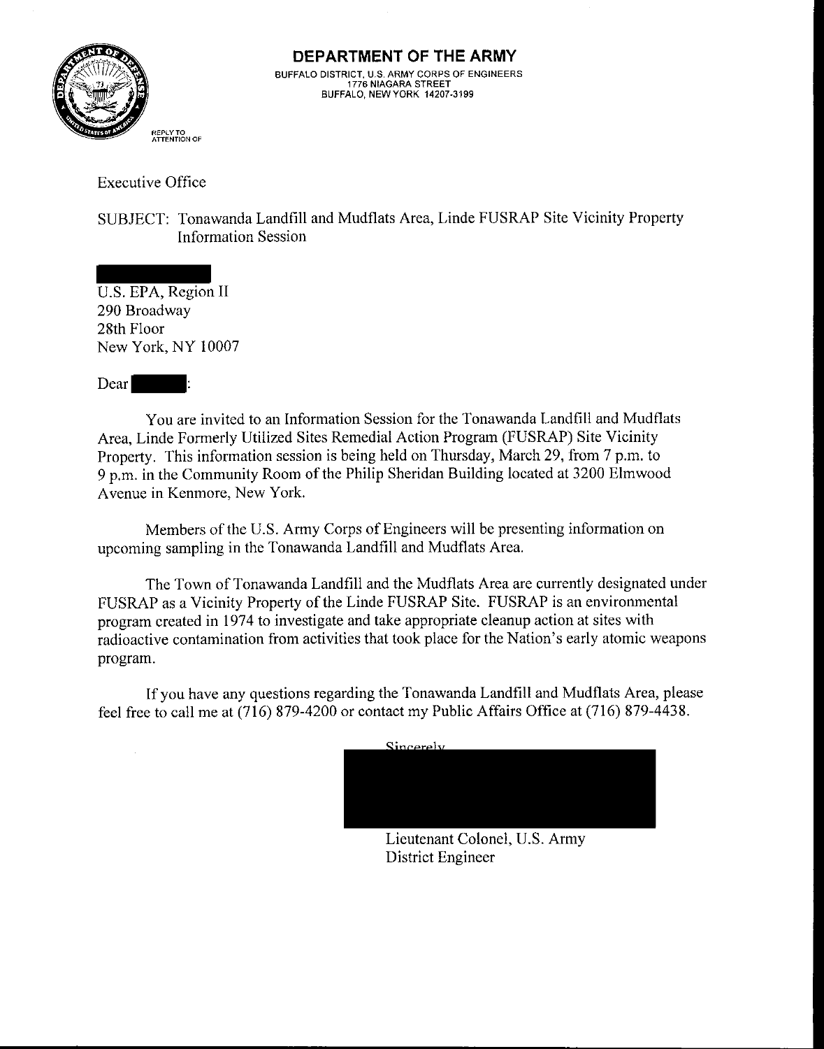# DEPARTMENT OF THE ARMY

BUFFALO DISTRICT, U.S. ARMY CORPS OF ENGINEERS
1776 NIAGARA STREET
BUFFALO, NEW YORK 14207-3199

REPLY TO
ATTENTION OF

Executive Office

SUBJECT: Tonawanda Landfill and Mudflats Area, Linde FUSRAP Site Vicinity Property Information Session

U.S. EPA, Region II
290 Broadway
28th Floor
New York, NY 10007

Dear :

You are invited to an Information Session for the Tonawanda Landfill and Mudflats Area, Linde Formerly Utilized Sites Remedial Action Program (FUSRAP) Site Vicinity Property. This information session is being held on Thursday, March 29, from 7 p.m. to 9 p.m. in the Community Room of the Philip Sheridan Building located at 3200 Elmwood Avenue in Kenmore, New York.

Members of the U.S. Army Corps of Engineers will be presenting information on upcoming sampling in the Tonawanda Landfill and Mudflats Area.

The Town of Tonawanda Landfill and the Mudflats Area are currently designated under FUSRAP as a Vicinity Property of the Linde FUSRAP Site. FUSRAP is an environmental program created in 1974 to investigate and take appropriate cleanup action at sites with radioactive contamination from activities that took place for the Nation's early atomic weapons program.

If you have any questions regarding the Tonawanda Landfill and Mudflats Area, please feel free to call me at (716) 879-4200 or contact my Public Affairs Office at (716) 879-4438.

Sincerely,

Lieutenant Colonel, U.S. Army
District Engineer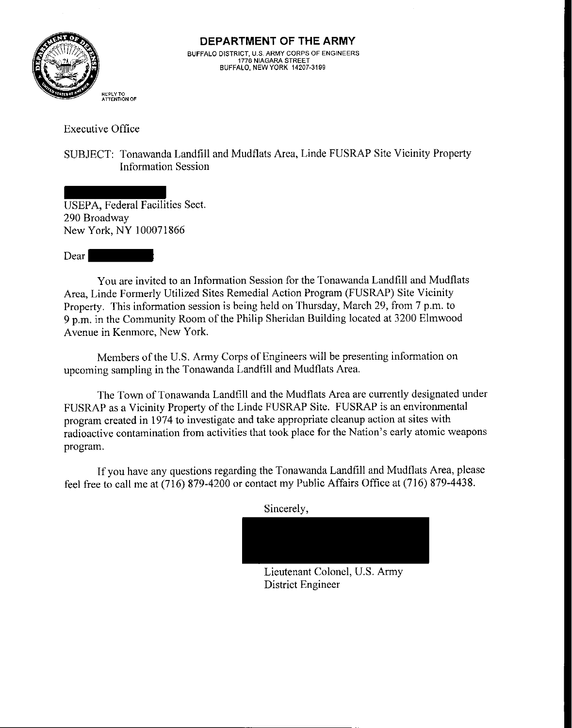# DEPARTMENT OF THE ARMY

BUFFALO DISTRICT, U.S. ARMY CORPS OF ENGINEERS
1776 NIAGARA STREET
BUFFALO, NEW YORK 14207-3199

REPLY TO
ATTENTION OF

Executive Office

SUBJECT: Tonawanda Landfill and Mudflats Area, Linde FUSRAP Site Vicinity Property Information Session

USEPA, Federal Facilities Sect.
290 Broadway
New York, NY 100071866

Dear

You are invited to an Information Session for the Tonawanda Landfill and Mudflats Area, Linde Formerly Utilized Sites Remedial Action Program (FUSRAP) Site Vicinity Property. This information session is being held on Thursday, March 29, from 7 p.m. to 9 p.m. in the Community Room of the Philip Sheridan Building located at 3200 Elmwood Avenue in Kenmore, New York.

Members of the U.S. Army Corps of Engineers will be presenting information on upcoming sampling in the Tonawanda Landfill and Mudflats Area.

The Town of Tonawanda Landfill and the Mudflats Area are currently designated under FUSRAP as a Vicinity Property of the Linde FUSRAP Site. FUSRAP is an environmental program created in 1974 to investigate and take appropriate cleanup action at sites with radioactive contamination from activities that took place for the Nation's early atomic weapons program.

If you have any questions regarding the Tonawanda Landfill and Mudflats Area, please feel free to call me at (716) 879-4200 or contact my Public Affairs Office at (716) 879-4438.

Sincerely,

Lieutenant Colonel, U.S. Army
District Engineer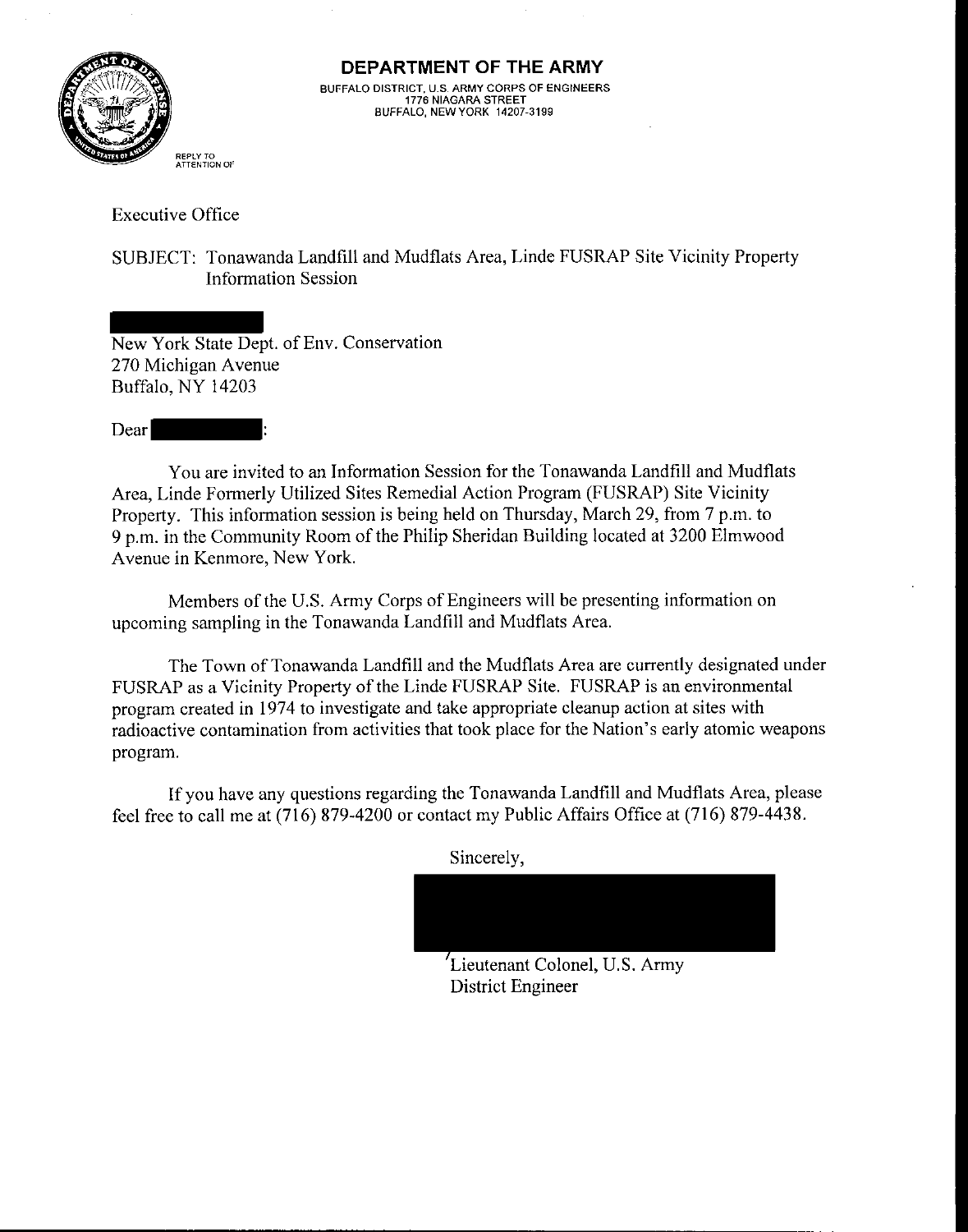# DEPARTMENT OF THE ARMY

BUFFALO DISTRICT, U.S. ARMY CORPS OF ENGINEERS
1776 NIAGARA STREET
BUFFALO, NEW YORK 14207-3199

REPLY TO
ATTENTION OF

Executive Office

SUBJECT: Tonawanda Landfill and Mudflats Area, Linde FUSRAP Site Vicinity Property Information Session

New York State Dept. of Env. Conservation
270 Michigan Avenue
Buffalo, NY 14203

Dear :

You are invited to an Information Session for the Tonawanda Landfill and Mudflats Area, Linde Formerly Utilized Sites Remedial Action Program (FUSRAP) Site Vicinity Property. This information session is being held on Thursday, March 29, from 7 p.m. to 9 p.m. in the Community Room of the Philip Sheridan Building located at 3200 Elmwood Avenue in Kenmore, New York.

Members of the U.S. Army Corps of Engineers will be presenting information on upcoming sampling in the Tonawanda Landfill and Mudflats Area.

The Town of Tonawanda Landfill and the Mudflats Area are currently designated under FUSRAP as a Vicinity Property of the Linde FUSRAP Site. FUSRAP is an environmental program created in 1974 to investigate and take appropriate cleanup action at sites with radioactive contamination from activities that took place for the Nation's early atomic weapons program.

If you have any questions regarding the Tonawanda Landfill and Mudflats Area, please feel free to call me at (716) 879-4200 or contact my Public Affairs Office at (716) 879-4438.

Sincerely,

Lieutenant Colonel, U.S. Army
District Engineer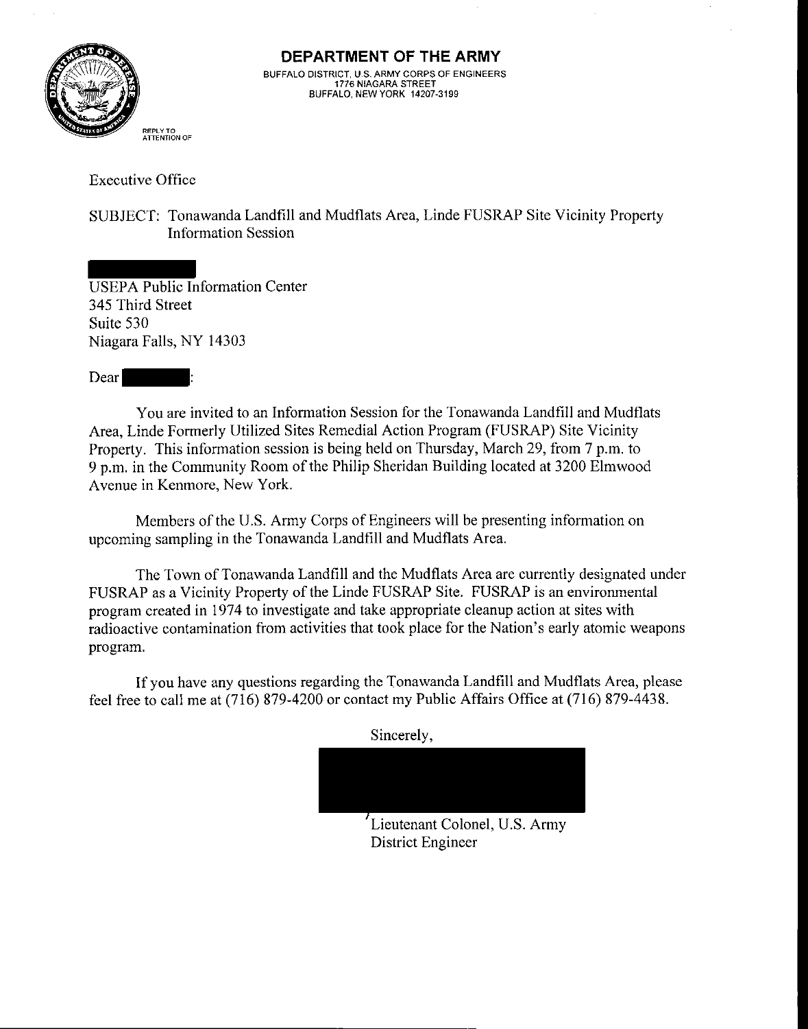# DEPARTMENT OF THE ARMY

BUFFALO DISTRICT, U.S. ARMY CORPS OF ENGINEERS
1776 NIAGARA STREET
BUFFALO, NEW YORK 14207-3199

REPLY TO
ATTENTION OF

Executive Office

SUBJECT: Tonawanda Landfill and Mudflats Area, Linde FUSRAP Site Vicinity Property Information Session

USEPA Public Information Center
345 Third Street
Suite 530
Niagara Falls, NY 14303

Dear :

You are invited to an Information Session for the Tonawanda Landfill and Mudflats Area, Linde Formerly Utilized Sites Remedial Action Program (FUSRAP) Site Vicinity Property. This information session is being held on Thursday, March 29, from 7 p.m. to 9 p.m. in the Community Room of the Philip Sheridan Building located at 3200 Elmwood Avenue in Kenmore, New York.

Members of the U.S. Army Corps of Engineers will be presenting information on upcoming sampling in the Tonawanda Landfill and Mudflats Area.

The Town of Tonawanda Landfill and the Mudflats Area are currently designated under FUSRAP as a Vicinity Property of the Linde FUSRAP Site. FUSRAP is an environmental program created in 1974 to investigate and take appropriate cleanup action at sites with radioactive contamination from activities that took place for the Nation's early atomic weapons program.

If you have any questions regarding the Tonawanda Landfill and Mudflats Area, please feel free to call me at (716) 879-4200 or contact my Public Affairs Office at (716) 879-4438.

Sincerely,

Lieutenant Colonel, U.S. Army
District Engineer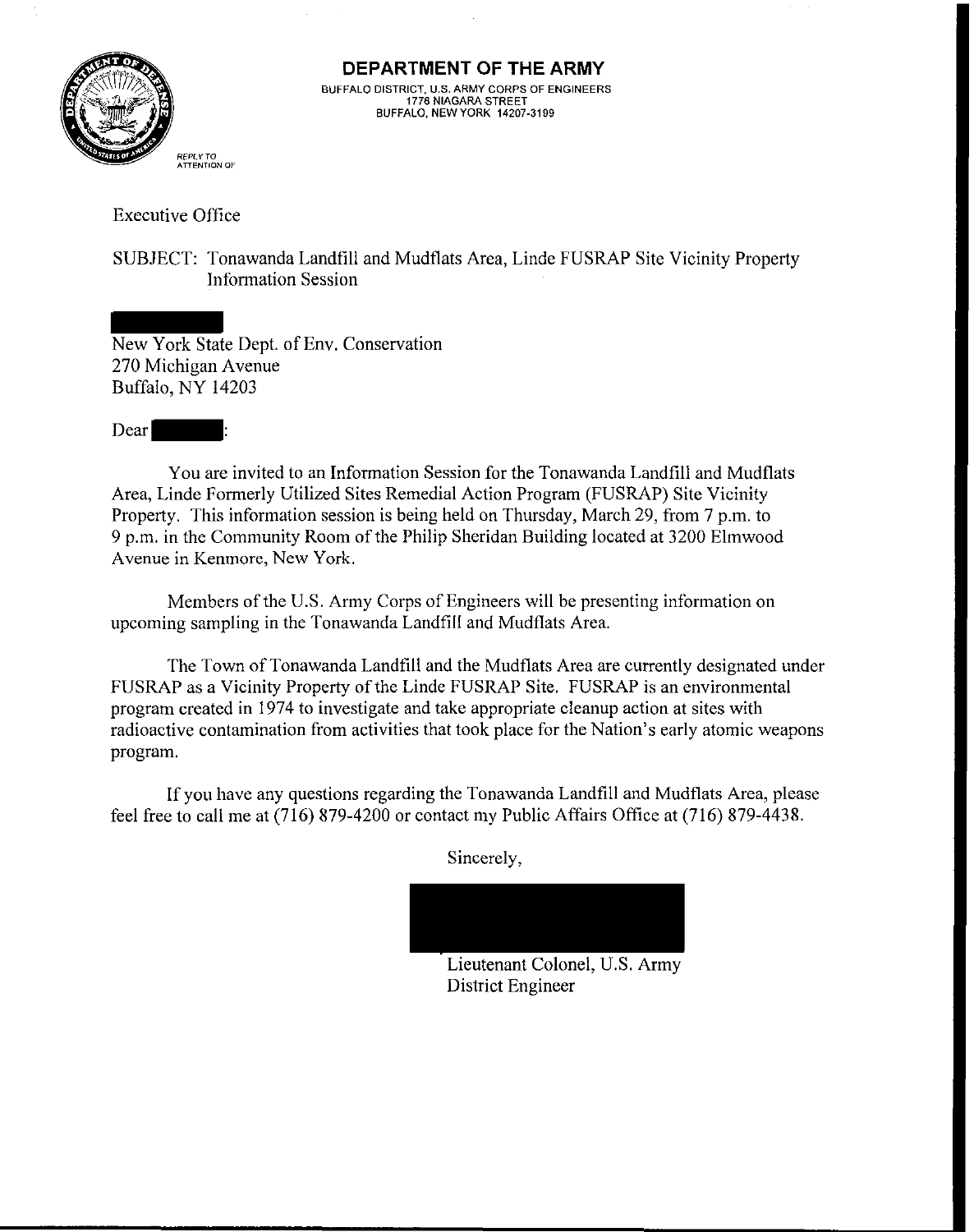# DEPARTMENT OF THE ARMY

BUFFALO DISTRICT, U.S. ARMY CORPS OF ENGINEERS
1776 NIAGARA STREET
BUFFALO, NEW YORK 14207-3199

REPLY TO
ATTENTION OF

Executive Office

SUBJECT: Tonawanda Landfill and Mudflats Area, Linde FUSRAP Site Vicinity Property Information Session

New York State Dept. of Env. Conservation
270 Michigan Avenue
Buffalo, NY 14203

Dear :

You are invited to an Information Session for the Tonawanda Landfill and Mudflats Area, Linde Formerly Utilized Sites Remedial Action Program (FUSRAP) Site Vicinity Property. This information session is being held on Thursday, March 29, from 7 p.m. to 9 p.m. in the Community Room of the Philip Sheridan Building located at 3200 Elmwood Avenue in Kenmore, New York.

Members of the U.S. Army Corps of Engineers will be presenting information on upcoming sampling in the Tonawanda Landfill and Mudflats Area.

The Town of Tonawanda Landfill and the Mudflats Area are currently designated under FUSRAP as a Vicinity Property of the Linde FUSRAP Site. FUSRAP is an environmental program created in 1974 to investigate and take appropriate cleanup action at sites with radioactive contamination from activities that took place for the Nation's early atomic weapons program.

If you have any questions regarding the Tonawanda Landfill and Mudflats Area, please feel free to call me at (716) 879-4200 or contact my Public Affairs Office at (716) 879-4438.

Sincerely,

Lieutenant Colonel, U.S. Army
District Engineer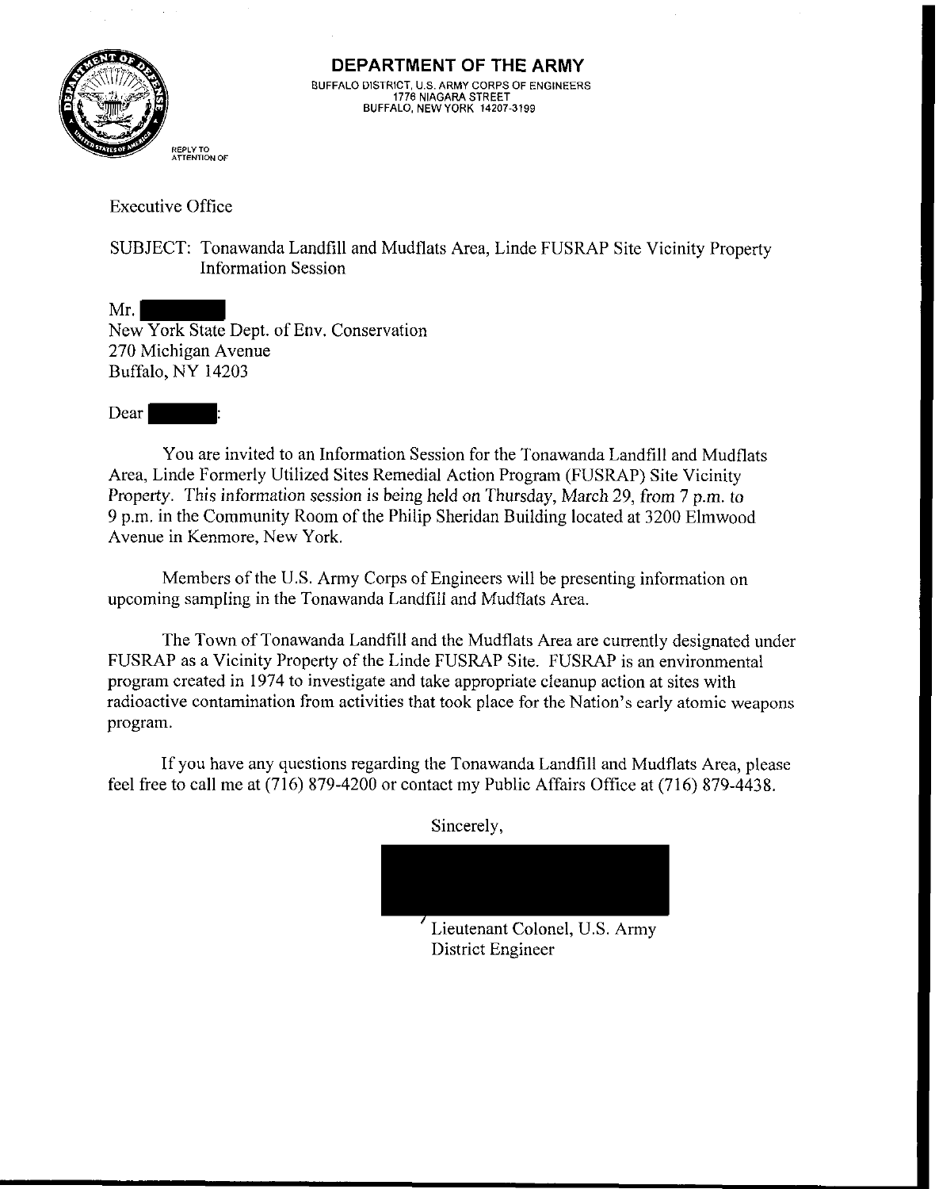# DEPARTMENT OF THE ARMY

BUFFALO DISTRICT, U.S. ARMY CORPS OF ENGINEERS
1776 NIAGARA STREET
BUFFALO, NEW YORK 14207-3199

REPLY TO
ATTENTION OF

Executive Office

SUBJECT: Tonawanda Landfill and Mudflats Area, Linde FUSRAP Site Vicinity Property Information Session

Mr. [REDACTED]
New York State Dept. of Env. Conservation
270 Michigan Avenue
Buffalo, NY 14203

Dear [REDACTED]:

You are invited to an Information Session for the Tonawanda Landfill and Mudflats Area, Linde Formerly Utilized Sites Remedial Action Program (FUSRAP) Site Vicinity Property. *This information session is being held on Thursday, March 29, from 7 p.m. to 9 p.m.* in the Community Room of the Philip Sheridan Building located at 3200 Elmwood Avenue in Kenmore, New York.

Members of the U.S. Army Corps of Engineers will be presenting information on upcoming sampling in the Tonawanda Landfill and Mudflats Area.

The Town of Tonawanda Landfill and the Mudflats Area are currently designated under FUSRAP as a Vicinity Property of the Linde FUSRAP Site. FUSRAP is an environmental program created in 1974 to investigate and take appropriate cleanup action at sites with radioactive contamination from activities that took place for the Nation's early atomic weapons program.

If you have any questions regarding the Tonawanda Landfill and Mudflats Area, please feel free to call me at (716) 879-4200 or contact my Public Affairs Office at (716) 879-4438.

Sincerely,

[REDACTED]

Lieutenant Colonel, U.S. Army
District Engineer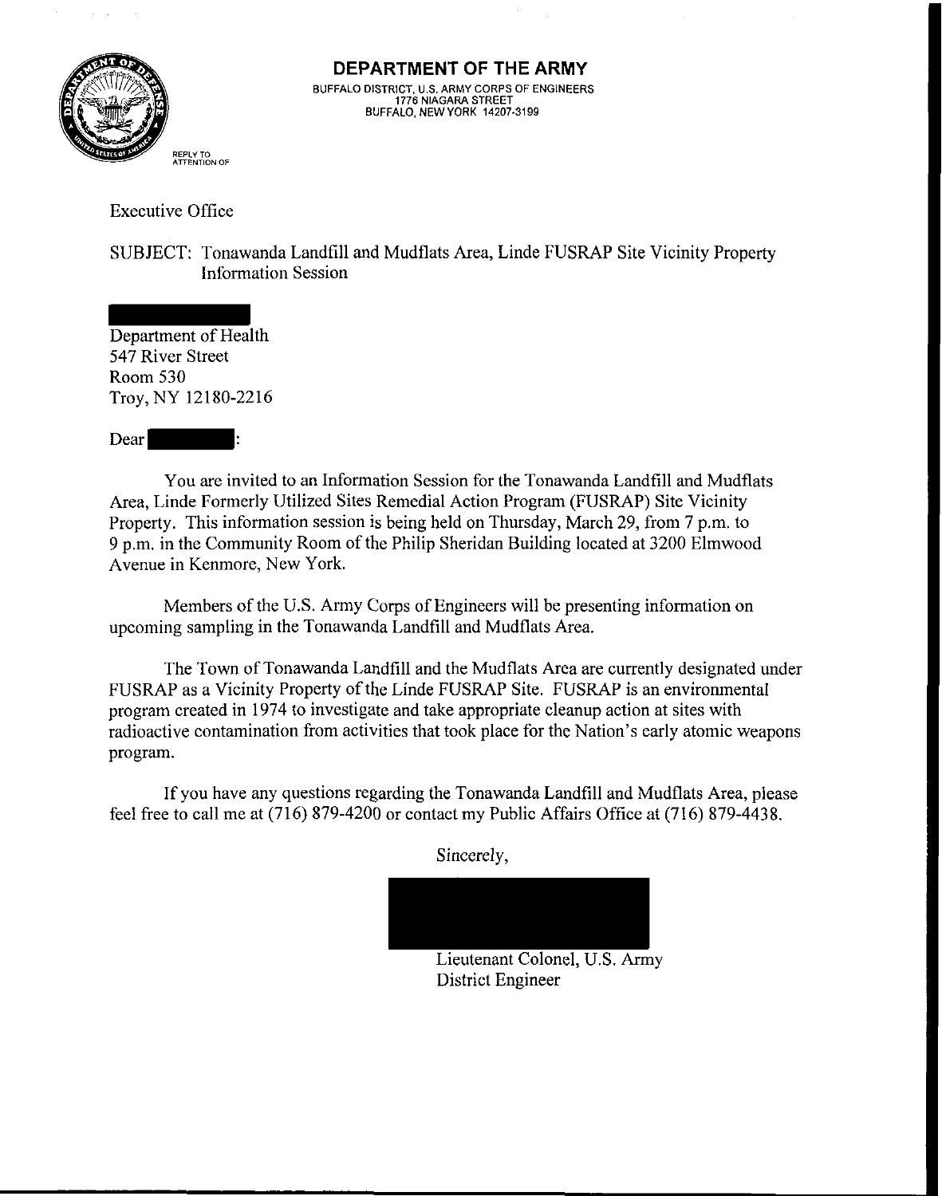# DEPARTMENT OF THE ARMY

BUFFALO DISTRICT, U.S. ARMY CORPS OF ENGINEERS
1776 NIAGARA STREET
BUFFALO, NEW YORK 14207-3199

REPLY TO
ATTENTION OF

Executive Office

SUBJECT: Tonawanda Landfill and Mudflats Area, Linde FUSRAP Site Vicinity Property Information Session

Department of Health
547 River Street
Room 530
Troy, NY 12180-2216

Dear :

You are invited to an Information Session for the Tonawanda Landfill and Mudflats Area, Linde Formerly Utilized Sites Remedial Action Program (FUSRAP) Site Vicinity Property. This information session is being held on Thursday, March 29, from 7 p.m. to 9 p.m. in the Community Room of the Philip Sheridan Building located at 3200 Elmwood Avenue in Kenmore, New York.

Members of the U.S. Army Corps of Engineers will be presenting information on upcoming sampling in the Tonawanda Landfill and Mudflats Area.

The Town of Tonawanda Landfill and the Mudflats Area are currently designated under FUSRAP as a Vicinity Property of the Linde FUSRAP Site. FUSRAP is an environmental program created in 1974 to investigate and take appropriate cleanup action at sites with radioactive contamination from activities that took place for the Nation's early atomic weapons program.

If you have any questions regarding the Tonawanda Landfill and Mudflats Area, please feel free to call me at (716) 879-4200 or contact my Public Affairs Office at (716) 879-4438.

Sincerely,

Lieutenant Colonel, U.S. Army
District Engineer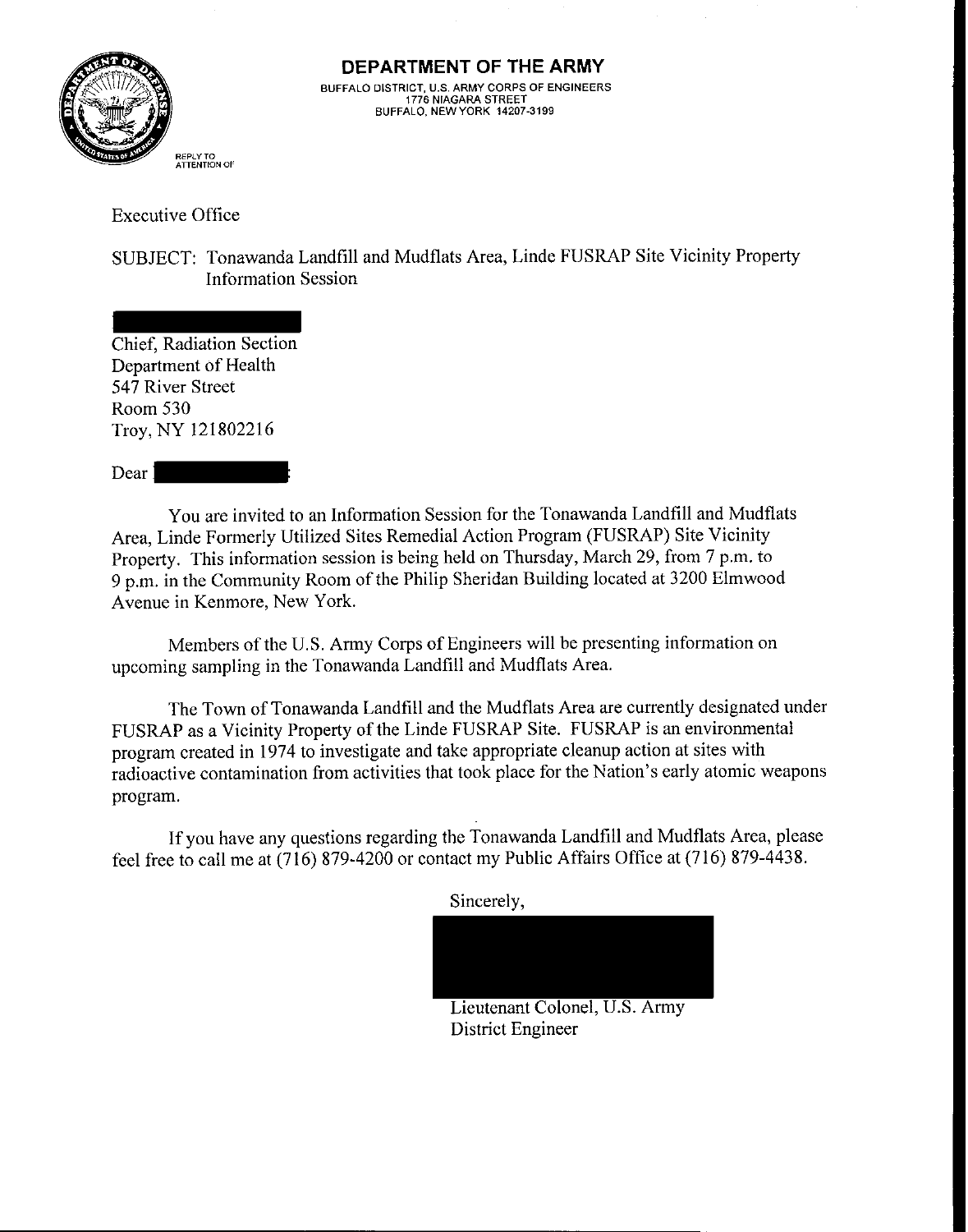# DEPARTMENT OF THE ARMY

BUFFALO DISTRICT, U.S. ARMY CORPS OF ENGINEERS
1776 NIAGARA STREET
BUFFALO, NEW YORK 14207-3199

REPLY TO
ATTENTION OF

Executive Office

SUBJECT: Tonawanda Landfill and Mudflats Area, Linde FUSRAP Site Vicinity Property Information Session

Chief, Radiation Section
Department of Health
547 River Street
Room 530
Troy, NY 121802216

Dear :

You are invited to an Information Session for the Tonawanda Landfill and Mudflats Area, Linde Formerly Utilized Sites Remedial Action Program (FUSRAP) Site Vicinity Property. This information session is being held on Thursday, March 29, from 7 p.m. to 9 p.m. in the Community Room of the Philip Sheridan Building located at 3200 Elmwood Avenue in Kenmore, New York.

Members of the U.S. Army Corps of Engineers will be presenting information on upcoming sampling in the Tonawanda Landfill and Mudflats Area.

The Town of Tonawanda Landfill and the Mudflats Area are currently designated under FUSRAP as a Vicinity Property of the Linde FUSRAP Site. FUSRAP is an environmental program created in 1974 to investigate and take appropriate cleanup action at sites with radioactive contamination from activities that took place for the Nation's early atomic weapons program.

If you have any questions regarding the Tonawanda Landfill and Mudflats Area, please feel free to call me at (716) 879-4200 or contact my Public Affairs Office at (716) 879-4438.

Sincerely,

Lieutenant Colonel, U.S. Army
District Engineer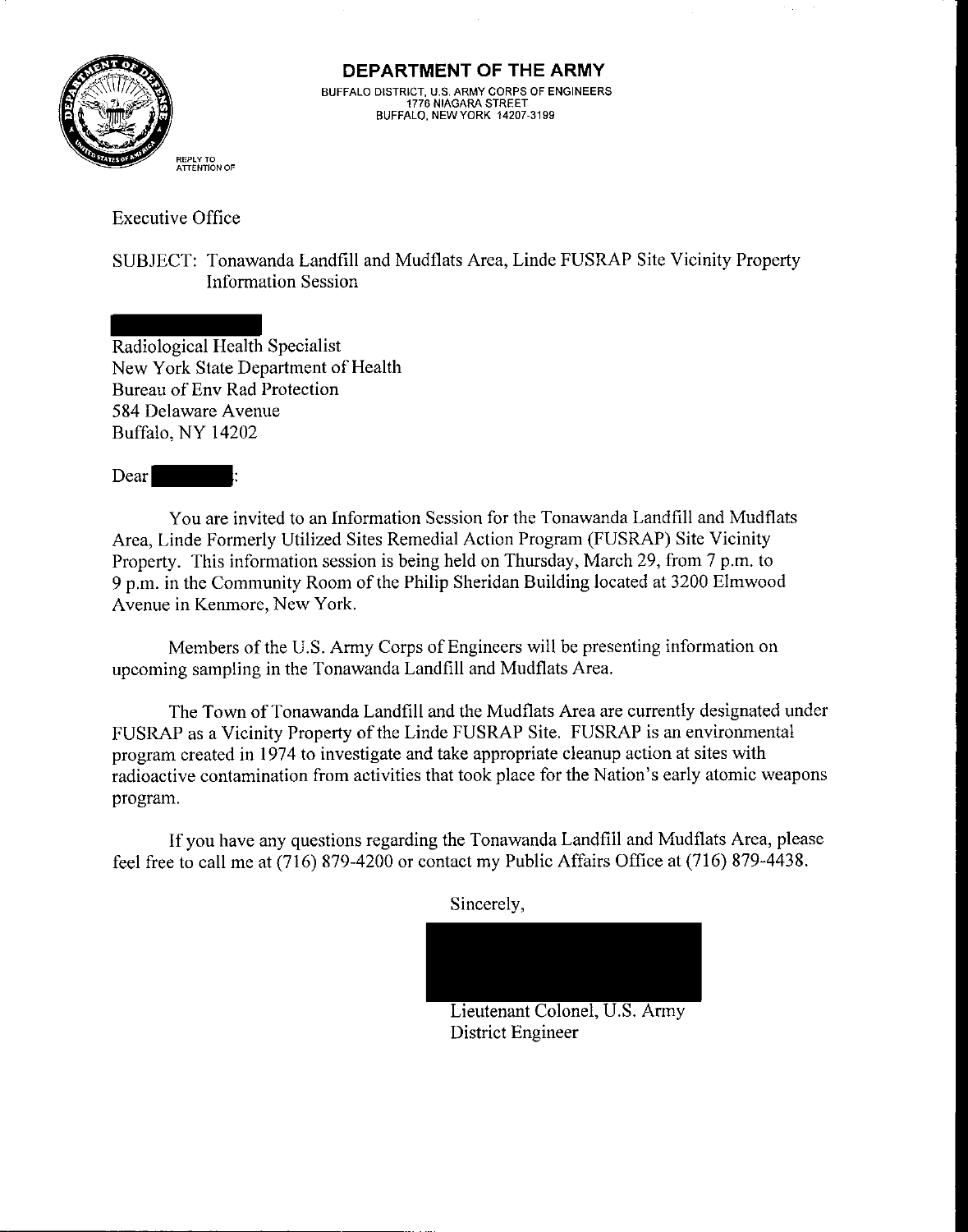# DEPARTMENT OF THE ARMY

BUFFALO DISTRICT, U.S. ARMY CORPS OF ENGINEERS
1776 NIAGARA STREET
BUFFALO, NEW YORK 14207-3199

REPLY TO
ATTENTION OF

Executive Office

SUBJECT: Tonawanda Landfill and Mudflats Area, Linde FUSRAP Site Vicinity Property Information Session

Radiological Health Specialist
New York State Department of Health
Bureau of Env Rad Protection
584 Delaware Avenue
Buffalo, NY 14202

Dear :

You are invited to an Information Session for the Tonawanda Landfill and Mudflats Area, Linde Formerly Utilized Sites Remedial Action Program (FUSRAP) Site Vicinity Property. This information session is being held on Thursday, March 29, from 7 p.m. to 9 p.m. in the Community Room of the Philip Sheridan Building located at 3200 Elmwood Avenue in Kenmore, New York.

Members of the U.S. Army Corps of Engineers will be presenting information on upcoming sampling in the Tonawanda Landfill and Mudflats Area.

The Town of Tonawanda Landfill and the Mudflats Area are currently designated under FUSRAP as a Vicinity Property of the Linde FUSRAP Site. FUSRAP is an environmental program created in 1974 to investigate and take appropriate cleanup action at sites with radioactive contamination from activities that took place for the Nation's early atomic weapons program.

If you have any questions regarding the Tonawanda Landfill and Mudflats Area, please feel free to call me at (716) 879-4200 or contact my Public Affairs Office at (716) 879-4438.

Sincerely,

Lieutenant Colonel, U.S. Army
District Engineer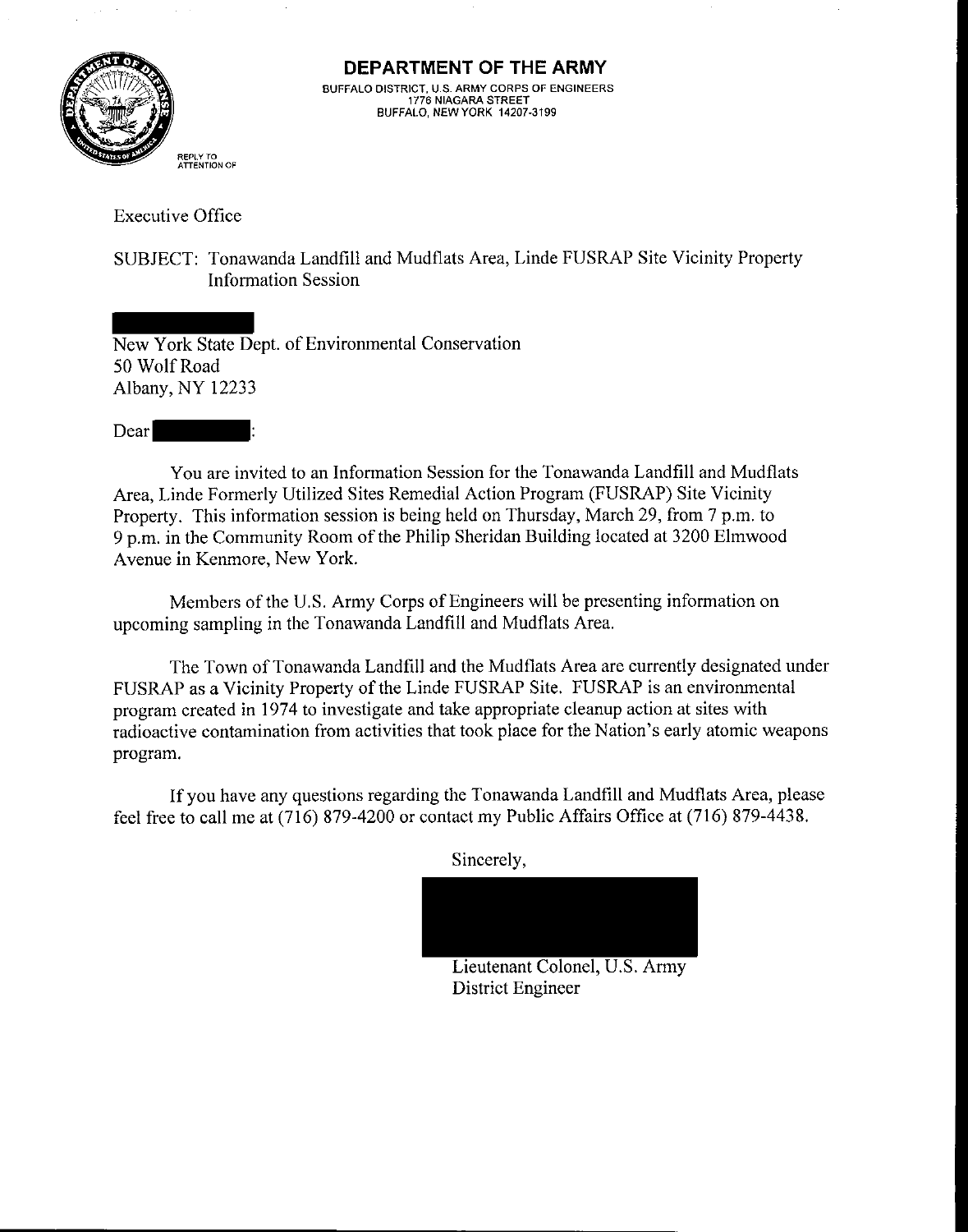# DEPARTMENT OF THE ARMY

BUFFALO DISTRICT, U.S. ARMY CORPS OF ENGINEERS
1776 NIAGARA STREET
BUFFALO, NEW YORK 14207-3199

REPLY TO
ATTENTION OF

Executive Office

SUBJECT: Tonawanda Landfill and Mudflats Area, Linde FUSRAP Site Vicinity Property Information Session

New York State Dept. of Environmental Conservation
50 Wolf Road
Albany, NY 12233

Dear :

You are invited to an Information Session for the Tonawanda Landfill and Mudflats Area, Linde Formerly Utilized Sites Remedial Action Program (FUSRAP) Site Vicinity Property. This information session is being held on Thursday, March 29, from 7 p.m. to 9 p.m. in the Community Room of the Philip Sheridan Building located at 3200 Elmwood Avenue in Kenmore, New York.

Members of the U.S. Army Corps of Engineers will be presenting information on upcoming sampling in the Tonawanda Landfill and Mudflats Area.

The Town of Tonawanda Landfill and the Mudflats Area are currently designated under FUSRAP as a Vicinity Property of the Linde FUSRAP Site. FUSRAP is an environmental program created in 1974 to investigate and take appropriate cleanup action at sites with radioactive contamination from activities that took place for the Nation's early atomic weapons program.

If you have any questions regarding the Tonawanda Landfill and Mudflats Area, please feel free to call me at (716) 879-4200 or contact my Public Affairs Office at (716) 879-4438.

Sincerely,

Lieutenant Colonel, U.S. Army
District Engineer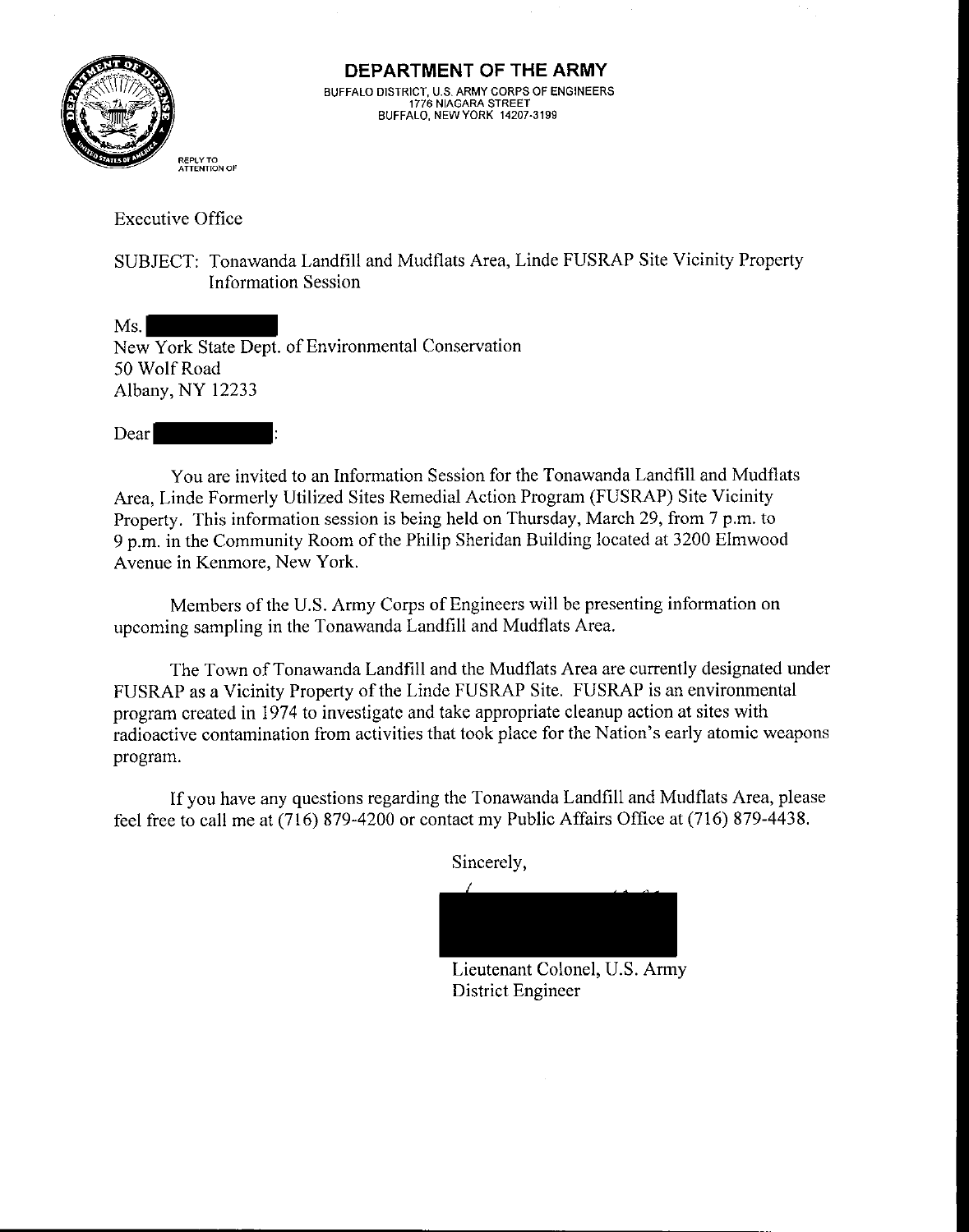**DEPARTMENT OF THE ARMY**

BUFFALO DISTRICT, U.S. ARMY CORPS OF ENGINEERS
1776 NIAGARA STREET
BUFFALO, NEW YORK 14207-3199

REPLY TO
ATTENTION OF

Executive Office

SUBJECT: Tonawanda Landfill and Mudflats Area, Linde FUSRAP Site Vicinity Property Information Session

Ms. [REDACTED]
New York State Dept. of Environmental Conservation
50 Wolf Road
Albany, NY 12233

Dear [REDACTED]:

You are invited to an Information Session for the Tonawanda Landfill and Mudflats Area, Linde Formerly Utilized Sites Remedial Action Program (FUSRAP) Site Vicinity Property. This information session is being held on Thursday, March 29, from 7 p.m. to 9 p.m. in the Community Room of the Philip Sheridan Building located at 3200 Elmwood Avenue in Kenmore, New York.

Members of the U.S. Army Corps of Engineers will be presenting information on upcoming sampling in the Tonawanda Landfill and Mudflats Area.

The Town of Tonawanda Landfill and the Mudflats Area are currently designated under FUSRAP as a Vicinity Property of the Linde FUSRAP Site. FUSRAP is an environmental program created in 1974 to investigate and take appropriate cleanup action at sites with radioactive contamination from activities that took place for the Nation's early atomic weapons program.

If you have any questions regarding the Tonawanda Landfill and Mudflats Area, please feel free to call me at (716) 879-4200 or contact my Public Affairs Office at (716) 879-4438.

Sincerely,

[REDACTED]

Lieutenant Colonel, U.S. Army
District Engineer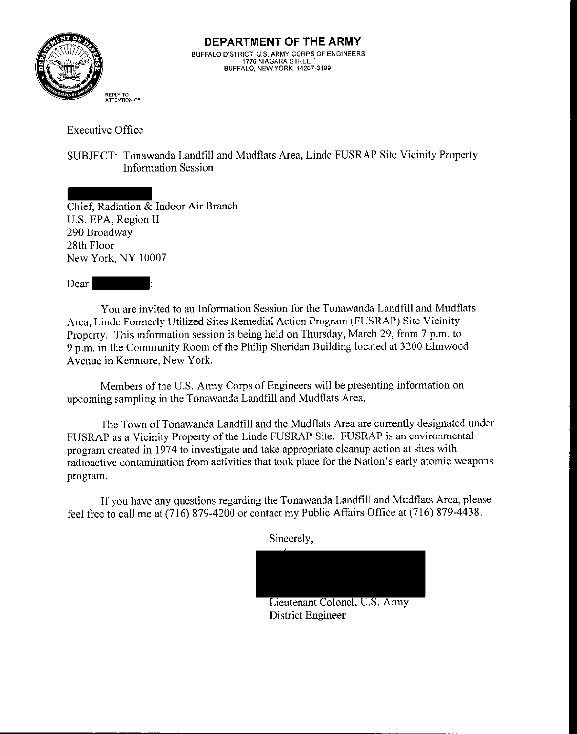# DEPARTMENT OF THE ARMY

BUFFALO DISTRICT, U.S. ARMY CORPS OF ENGINEERS
1776 NIAGARA STREET
BUFFALO, NEW YORK 14207-3199

REPLY TO
ATTENTION OF

Executive Office

SUBJECT: Tonawanda Landfill and Mudflats Area, Linde FUSRAP Site Vicinity Property Information Session

Chief, Radiation & Indoor Air Branch
U.S. EPA, Region II
290 Broadway
28th Floor
New York, NY 10007

Dear :

You are invited to an Information Session for the Tonawanda Landfill and Mudflats Area, Linde Formerly Utilized Sites Remedial Action Program (FUSRAP) Site Vicinity Property. This information session is being held on Thursday, March 29, from 7 p.m. to 9 p.m. in the Community Room of the Philip Sheridan Building located at 3200 Elmwood Avenue in Kenmore, New York.

Members of the U.S. Army Corps of Engineers will be presenting information on upcoming sampling in the Tonawanda Landfill and Mudflats Area.

The Town of Tonawanda Landfill and the Mudflats Area are currently designated under FUSRAP as a Vicinity Property of the Linde FUSRAP Site. FUSRAP is an environmental program created in 1974 to investigate and take appropriate cleanup action at sites with radioactive contamination from activities that took place for the Nation's early atomic weapons program.

If you have any questions regarding the Tonawanda Landfill and Mudflats Area, please feel free to call me at (716) 879-4200 or contact my Public Affairs Office at (716) 879-4438.

Sincerely,

Lieutenant Colonel, U.S. Army
District Engineer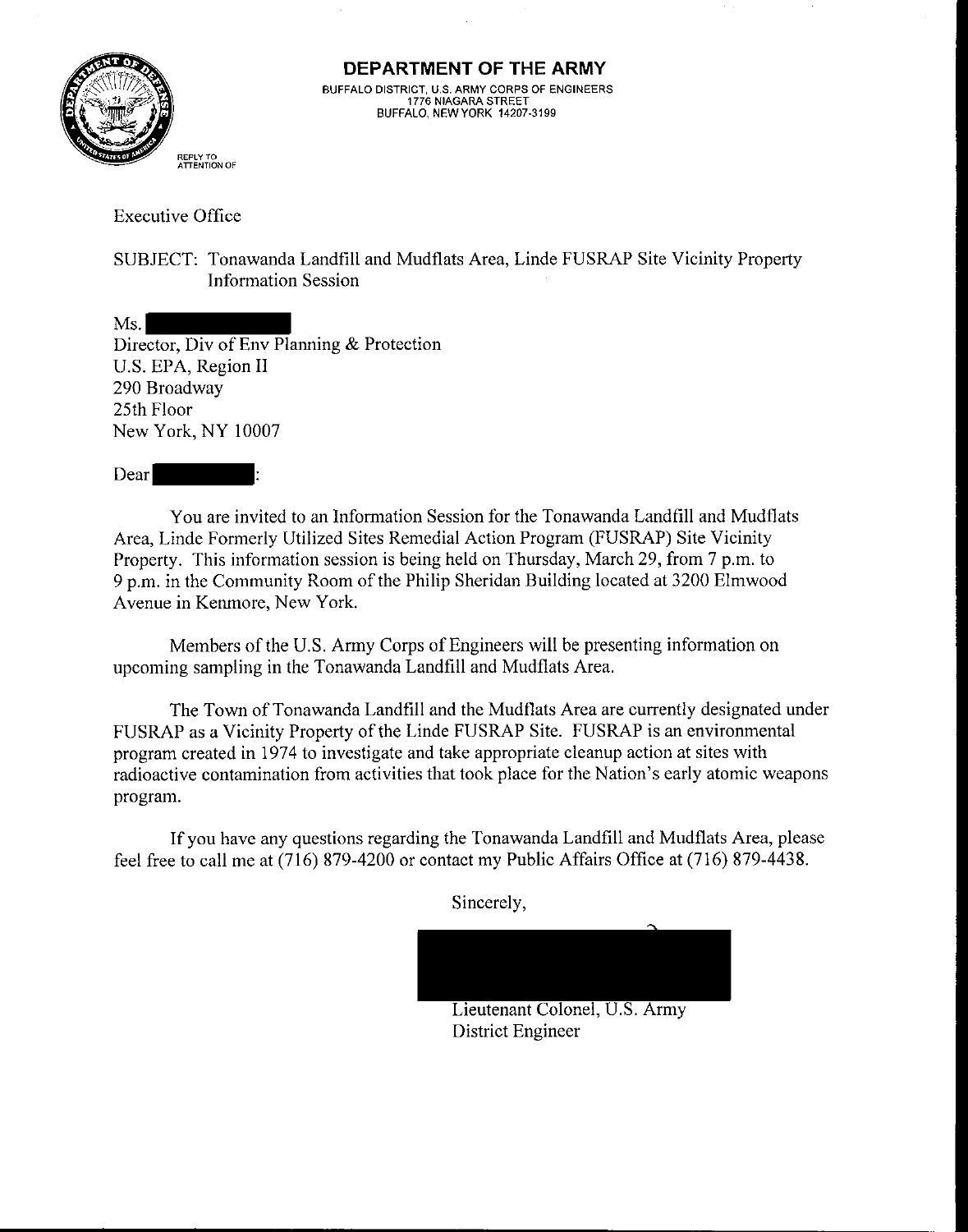# DEPARTMENT OF THE ARMY

BUFFALO DISTRICT, U.S. ARMY CORPS OF ENGINEERS
1776 NIAGARA STREET
BUFFALO, NEW YORK 14207-3199

REPLY TO
ATTENTION OF

Executive Office

SUBJECT: Tonawanda Landfill and Mudflats Area, Linde FUSRAP Site Vicinity Property Information Session

Ms. [REDACTED]
Director, Div of Env Planning & Protection
U.S. EPA, Region II
290 Broadway
25th Floor
New York, NY 10007

Dear [REDACTED]:

You are invited to an Information Session for the Tonawanda Landfill and Mudflats Area, Linde Formerly Utilized Sites Remedial Action Program (FUSRAP) Site Vicinity Property. This information session is being held on Thursday, March 29, from 7 p.m. to 9 p.m. in the Community Room of the Philip Sheridan Building located at 3200 Elmwood Avenue in Kenmore, New York.

Members of the U.S. Army Corps of Engineers will be presenting information on upcoming sampling in the Tonawanda Landfill and Mudflats Area.

The Town of Tonawanda Landfill and the Mudflats Area are currently designated under FUSRAP as a Vicinity Property of the Linde FUSRAP Site. FUSRAP is an environmental program created in 1974 to investigate and take appropriate cleanup action at sites with radioactive contamination from activities that took place for the Nation's early atomic weapons program.

If you have any questions regarding the Tonawanda Landfill and Mudflats Area, please feel free to call me at (716) 879-4200 or contact my Public Affairs Office at (716) 879-4438.

Sincerely,

[REDACTED]
Lieutenant Colonel, U.S. Army
District Engineer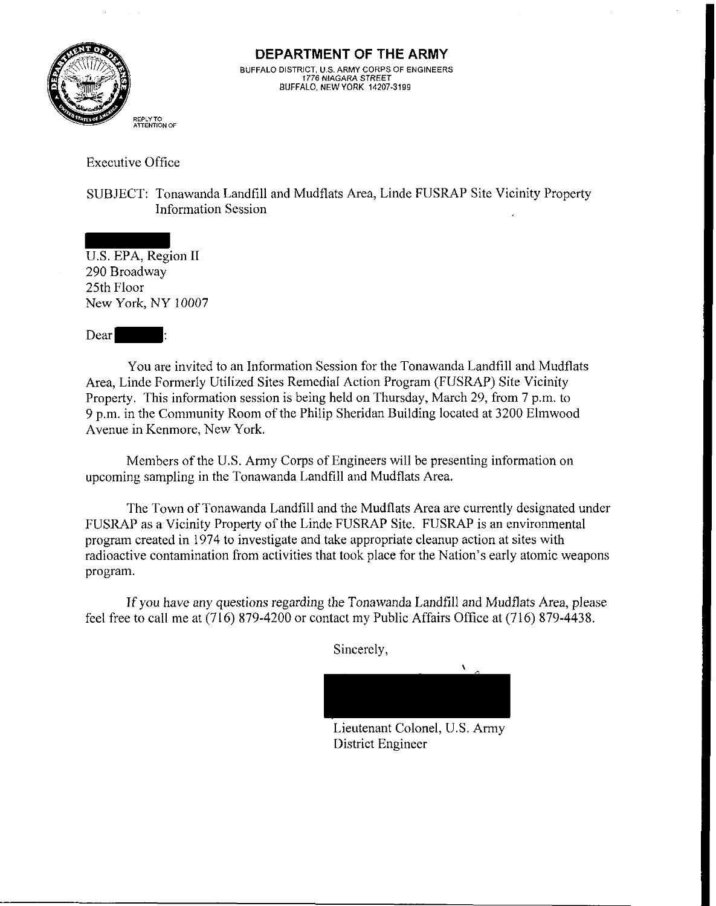# DEPARTMENT OF THE ARMY

BUFFALO DISTRICT, U.S. ARMY CORPS OF ENGINEERS
1776 NIAGARA STREET
BUFFALO, NEW YORK 14207-3199

REPLY TO
ATTENTION OF

Executive Office

SUBJECT: Tonawanda Landfill and Mudflats Area, Linde FUSRAP Site Vicinity Property Information Session

U.S. EPA, Region II
290 Broadway
25th Floor
New York, NY 10007

Dear :

You are invited to an Information Session for the Tonawanda Landfill and Mudflats Area, Linde Formerly Utilized Sites Remedial Action Program (FUSRAP) Site Vicinity Property. This information session is being held on Thursday, March 29, from 7 p.m. to 9 p.m. in the Community Room of the Philip Sheridan Building located at 3200 Elmwood Avenue in Kenmore, New York.

Members of the U.S. Army Corps of Engineers will be presenting information on upcoming sampling in the Tonawanda Landfill and Mudflats Area.

The Town of Tonawanda Landfill and the Mudflats Area are currently designated under FUSRAP as a Vicinity Property of the Linde FUSRAP Site. FUSRAP is an environmental program created in 1974 to investigate and take appropriate cleanup action at sites with radioactive contamination from activities that took place for the Nation's early atomic weapons program.

If you have any questions regarding the Tonawanda Landfill and Mudflats Area, please feel free to call me at (716) 879-4200 or contact my Public Affairs Office at (716) 879-4438.

Sincerely,

Lieutenant Colonel, U.S. Army
District Engineer